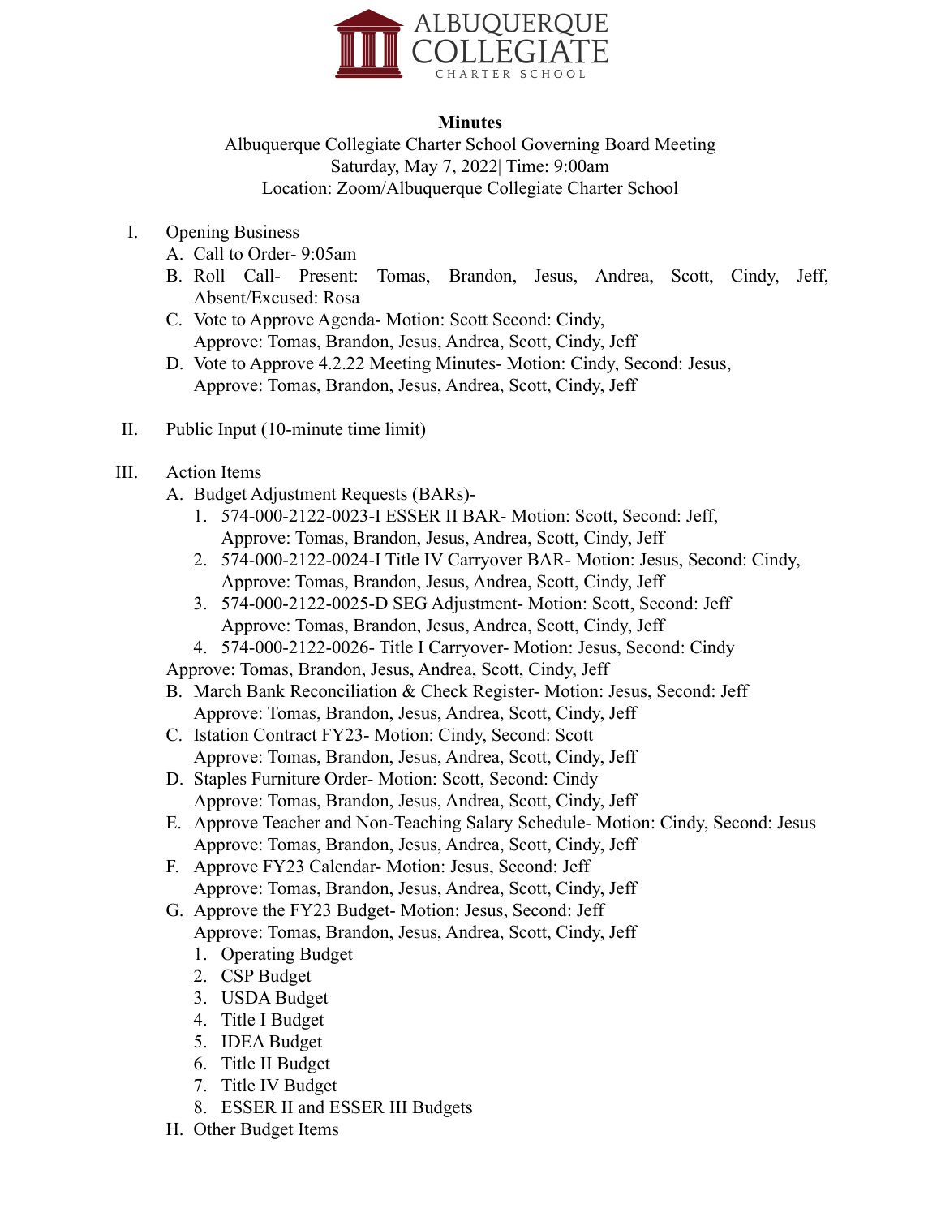ALBUQUERQUE COLLEGIATE CHARTER SCHOOL

**Minutes**

Albuquerque Collegiate Charter School Governing Board Meeting
Saturday, May 7, 2022| Time: 9:00am
Location: Zoom/Albuquerque Collegiate Charter School

I. Opening Business
   A. Call to Order- 9:05am
   B. Roll Call- Present: Tomas, Brandon, Jesus, Andrea, Scott, Cindy, Jeff, Absent/Excused: Rosa
   C. Vote to Approve Agenda- Motion: Scott Second: Cindy,
      Approve: Tomas, Brandon, Jesus, Andrea, Scott, Cindy, Jeff
   D. Vote to Approve 4.2.22 Meeting Minutes- Motion: Cindy, Second: Jesus,
      Approve: Tomas, Brandon, Jesus, Andrea, Scott, Cindy, Jeff

II. Public Input (10-minute time limit)

III. Action Items
   A. Budget Adjustment Requests (BARs)-
      1. 574-000-2122-0023-I ESSER II BAR- Motion: Scott, Second: Jeff,
         Approve: Tomas, Brandon, Jesus, Andrea, Scott, Cindy, Jeff
      2. 574-000-2122-0024-I Title IV Carryover BAR- Motion: Jesus, Second: Cindy,
         Approve: Tomas, Brandon, Jesus, Andrea, Scott, Cindy, Jeff
      3. 574-000-2122-0025-D SEG Adjustment- Motion: Scott, Second: Jeff
         Approve: Tomas, Brandon, Jesus, Andrea, Scott, Cindy, Jeff
      4. 574-000-2122-0026- Title I Carryover- Motion: Jesus, Second: Cindy
   Approve: Tomas, Brandon, Jesus, Andrea, Scott, Cindy, Jeff
   B. March Bank Reconciliation & Check Register- Motion: Jesus, Second: Jeff
      Approve: Tomas, Brandon, Jesus, Andrea, Scott, Cindy, Jeff
   C. Istation Contract FY23- Motion: Cindy, Second: Scott
      Approve: Tomas, Brandon, Jesus, Andrea, Scott, Cindy, Jeff
   D. Staples Furniture Order- Motion: Scott, Second: Cindy
      Approve: Tomas, Brandon, Jesus, Andrea, Scott, Cindy, Jeff
   E. Approve Teacher and Non-Teaching Salary Schedule- Motion: Cindy, Second: Jesus
      Approve: Tomas, Brandon, Jesus, Andrea, Scott, Cindy, Jeff
   F. Approve FY23 Calendar- Motion: Jesus, Second: Jeff
      Approve: Tomas, Brandon, Jesus, Andrea, Scott, Cindy, Jeff
   G. Approve the FY23 Budget- Motion: Jesus, Second: Jeff
      Approve: Tomas, Brandon, Jesus, Andrea, Scott, Cindy, Jeff
      1. Operating Budget
      2. CSP Budget
      3. USDA Budget
      4. Title I Budget
      5. IDEA Budget
      6. Title II Budget
      7. Title IV Budget
      8. ESSER II and ESSER III Budgets
   H. Other Budget Items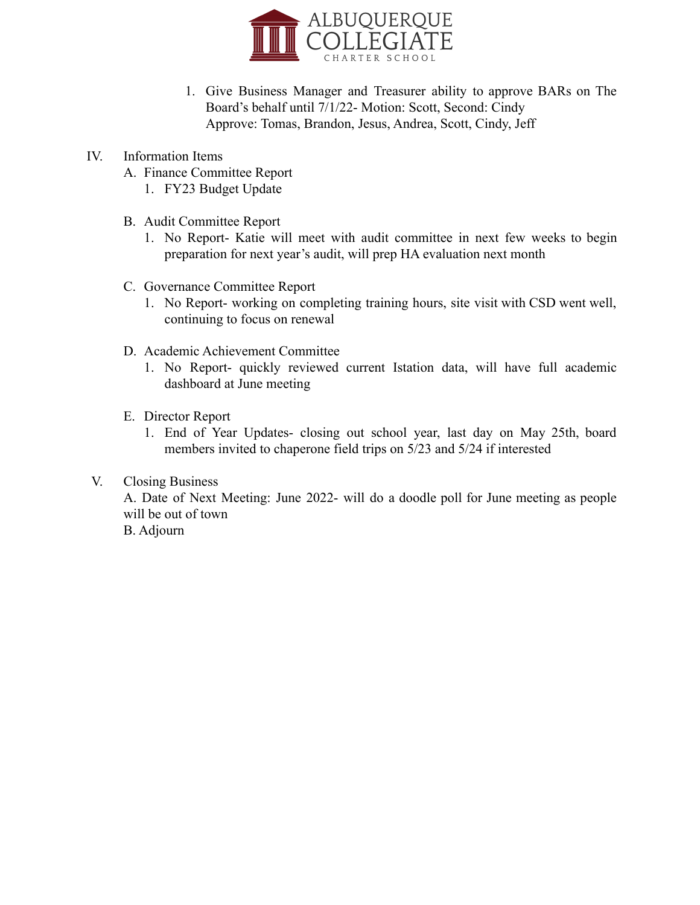1. Give Business Manager and Treasurer ability to approve BARs on The Board's behalf until 7/1/22- Motion: Scott, Second: Cindy
   Approve: Tomas, Brandon, Jesus, Andrea, Scott, Cindy, Jeff

IV. Information Items

A. Finance Committee Report
   1. FY23 Budget Update

B. Audit Committee Report
   1. No Report- Katie will meet with audit committee in next few weeks to begin preparation for next year's audit, will prep HA evaluation next month

C. Governance Committee Report
   1. No Report- working on completing training hours, site visit with CSD went well, continuing to focus on renewal

D. Academic Achievement Committee
   1. No Report- quickly reviewed current Istation data, will have full academic dashboard at June meeting

E. Director Report
   1. End of Year Updates- closing out school year, last day on May 25th, board members invited to chaperone field trips on 5/23 and 5/24 if interested

V. Closing Business

A. Date of Next Meeting: June 2022- will do a doodle poll for June meeting as people will be out of town

B. Adjourn